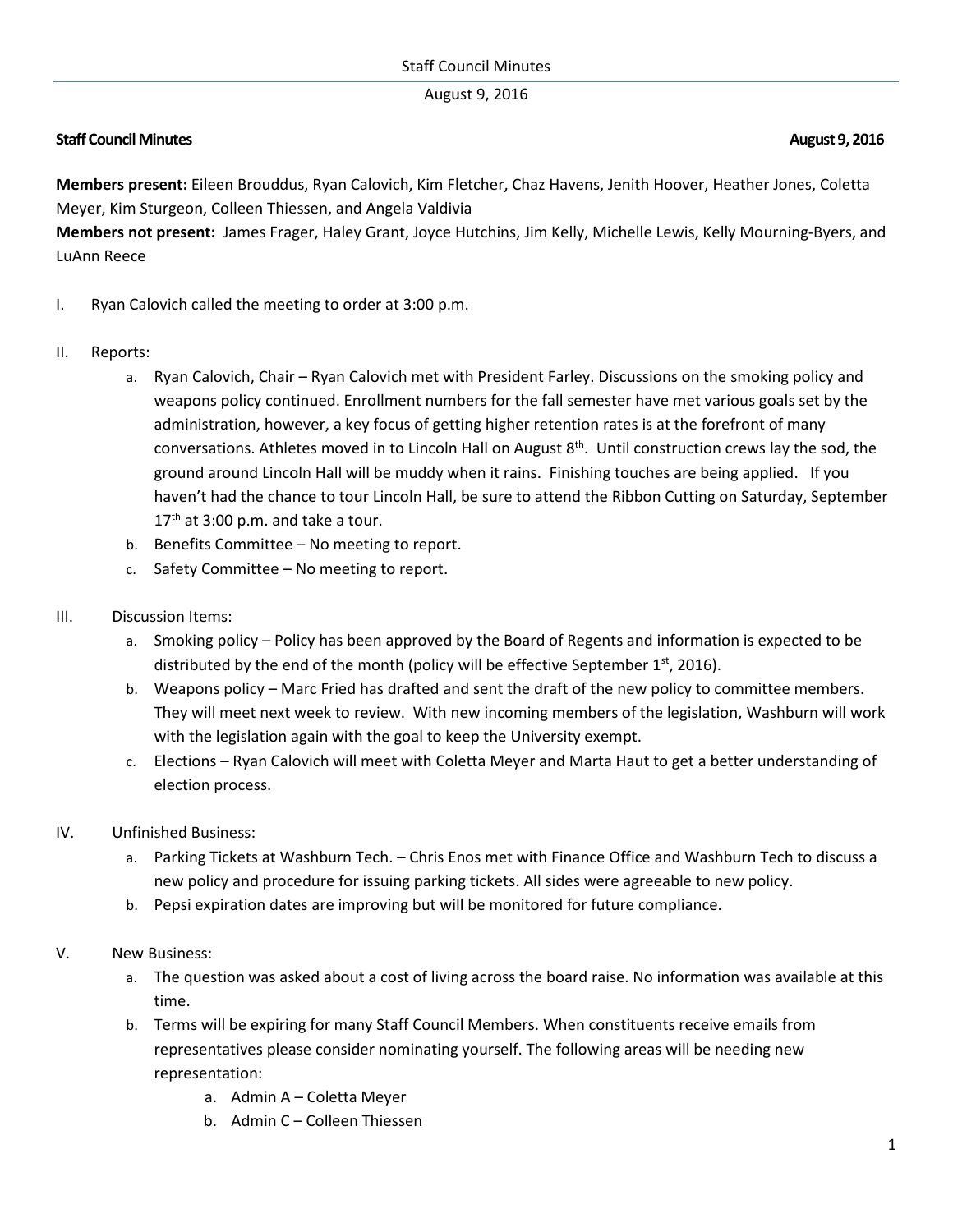**Staff Council Minutes** **August 9, 2016**

**Members present:** Eileen Brouddus, Ryan Calovich, Kim Fletcher, Chaz Havens, Jenith Hoover, Heather Jones, Coletta Meyer, Kim Sturgeon, Colleen Thiessen, and Angela Valdivia
**Members not present:** James Frager, Haley Grant, Joyce Hutchins, Jim Kelly, Michelle Lewis, Kelly Mourning-Byers, and LuAnn Reece

I. Ryan Calovich called the meeting to order at 3:00 p.m.

II. Reports:
   a. Ryan Calovich, Chair – Ryan Calovich met with President Farley. Discussions on the smoking policy and weapons policy continued. Enrollment numbers for the fall semester have met various goals set by the administration, however, a key focus of getting higher retention rates is at the forefront of many conversations. Athletes moved in to Lincoln Hall on August 8th. Until construction crews lay the sod, the ground around Lincoln Hall will be muddy when it rains. Finishing touches are being applied. If you haven't had the chance to tour Lincoln Hall, be sure to attend the Ribbon Cutting on Saturday, September 17th at 3:00 p.m. and take a tour.
   b. Benefits Committee – No meeting to report.
   c. Safety Committee – No meeting to report.

III. Discussion Items:
   a. Smoking policy – Policy has been approved by the Board of Regents and information is expected to be distributed by the end of the month (policy will be effective September 1st, 2016).
   b. Weapons policy – Marc Fried has drafted and sent the draft of the new policy to committee members. They will meet next week to review. With new incoming members of the legislation, Washburn will work with the legislation again with the goal to keep the University exempt.
   c. Elections – Ryan Calovich will meet with Coletta Meyer and Marta Haut to get a better understanding of election process.

IV. Unfinished Business:
   a. Parking Tickets at Washburn Tech. – Chris Enos met with Finance Office and Washburn Tech to discuss a new policy and procedure for issuing parking tickets. All sides were agreeable to new policy.
   b. Pepsi expiration dates are improving but will be monitored for future compliance.

V. New Business:
   a. The question was asked about a cost of living across the board raise. No information was available at this time.
   b. Terms will be expiring for many Staff Council Members. When constituents receive emails from representatives please consider nominating yourself. The following areas will be needing new representation:
      a. Admin A – Coletta Meyer
      b. Admin C – Colleen Thiessen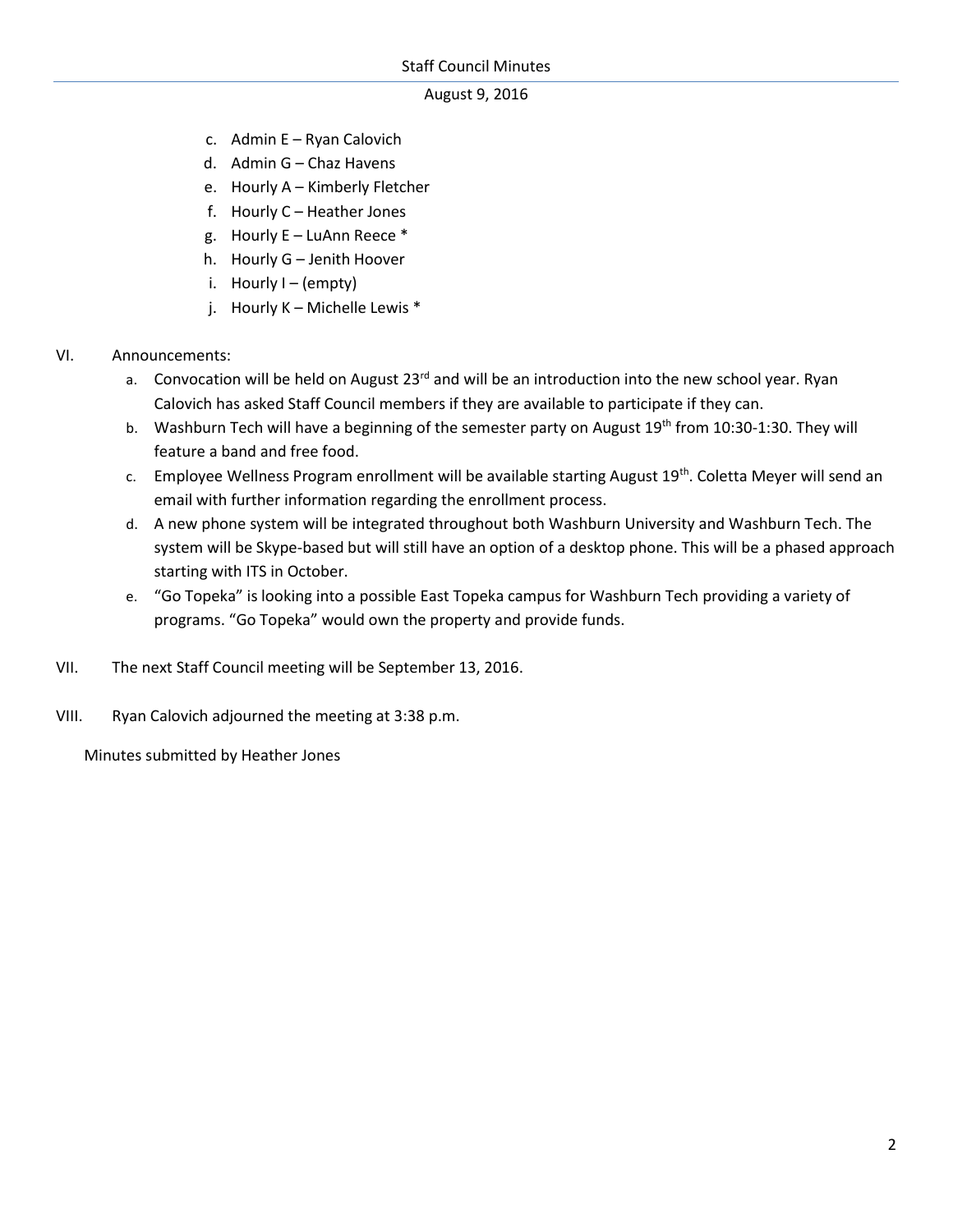c. Admin E – Ryan Calovich
d. Admin G – Chaz Havens
e. Hourly A – Kimberly Fletcher
f. Hourly C – Heather Jones
g. Hourly E – LuAnn Reece *
h. Hourly G – Jenith Hoover
i. Hourly I – (empty)
j. Hourly K – Michelle Lewis *

VI. Announcements:

a. Convocation will be held on August 23rd and will be an introduction into the new school year. Ryan Calovich has asked Staff Council members if they are available to participate if they can.
b. Washburn Tech will have a beginning of the semester party on August 19th from 10:30-1:30. They will feature a band and free food.
c. Employee Wellness Program enrollment will be available starting August 19th. Coletta Meyer will send an email with further information regarding the enrollment process.
d. A new phone system will be integrated throughout both Washburn University and Washburn Tech. The system will be Skype-based but will still have an option of a desktop phone. This will be a phased approach starting with ITS in October.
e. "Go Topeka" is looking into a possible East Topeka campus for Washburn Tech providing a variety of programs. "Go Topeka" would own the property and provide funds.

VII. The next Staff Council meeting will be September 13, 2016.

VIII. Ryan Calovich adjourned the meeting at 3:38 p.m.

Minutes submitted by Heather Jones